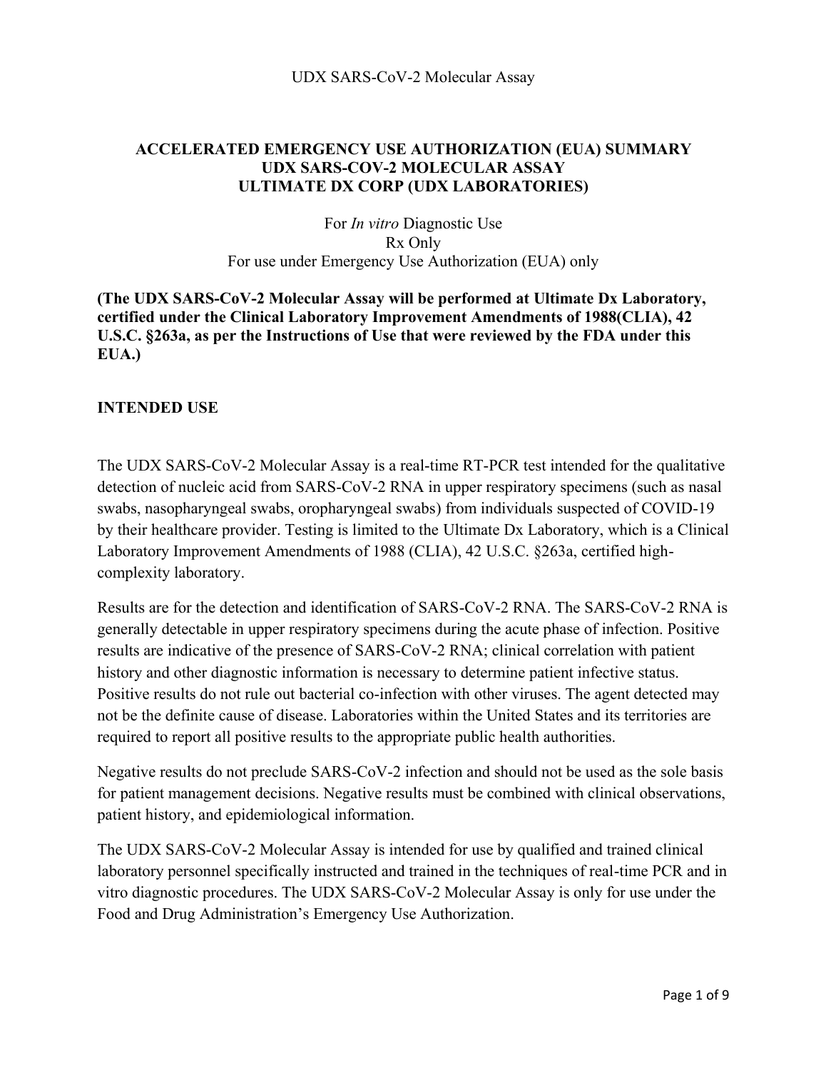# ACCELERATED EMERGENCY USE AUTHORIZATION (EUA) SUMMARY UDX SARS-COV-2 MOLECULAR ASSAY ULTIMATE DX CORP (UDX LABORATORIES)

For *In vitro* Diagnostic Use
Rx Only
For use under Emergency Use Authorization (EUA) only

**(The UDX SARS-CoV-2 Molecular Assay will be performed at Ultimate Dx Laboratory, certified under the Clinical Laboratory Improvement Amendments of 1988(CLIA), 42 U.S.C. §263a, as per the Instructions of Use that were reviewed by the FDA under this EUA.)**

## INTENDED USE

The UDX SARS-CoV-2 Molecular Assay is a real-time RT-PCR test intended for the qualitative detection of nucleic acid from SARS-CoV-2 RNA in upper respiratory specimens (such as nasal swabs, nasopharyngeal swabs, oropharyngeal swabs) from individuals suspected of COVID-19 by their healthcare provider. Testing is limited to the Ultimate Dx Laboratory, which is a Clinical Laboratory Improvement Amendments of 1988 (CLIA), 42 U.S.C. §263a, certified high-complexity laboratory.

Results are for the detection and identification of SARS-CoV-2 RNA. The SARS-CoV-2 RNA is generally detectable in upper respiratory specimens during the acute phase of infection. Positive results are indicative of the presence of SARS-CoV-2 RNA; clinical correlation with patient history and other diagnostic information is necessary to determine patient infective status. Positive results do not rule out bacterial co-infection with other viruses. The agent detected may not be the definite cause of disease. Laboratories within the United States and its territories are required to report all positive results to the appropriate public health authorities.

Negative results do not preclude SARS-CoV-2 infection and should not be used as the sole basis for patient management decisions. Negative results must be combined with clinical observations, patient history, and epidemiological information.

The UDX SARS-CoV-2 Molecular Assay is intended for use by qualified and trained clinical laboratory personnel specifically instructed and trained in the techniques of real-time PCR and in vitro diagnostic procedures. The UDX SARS-CoV-2 Molecular Assay is only for use under the Food and Drug Administration's Emergency Use Authorization.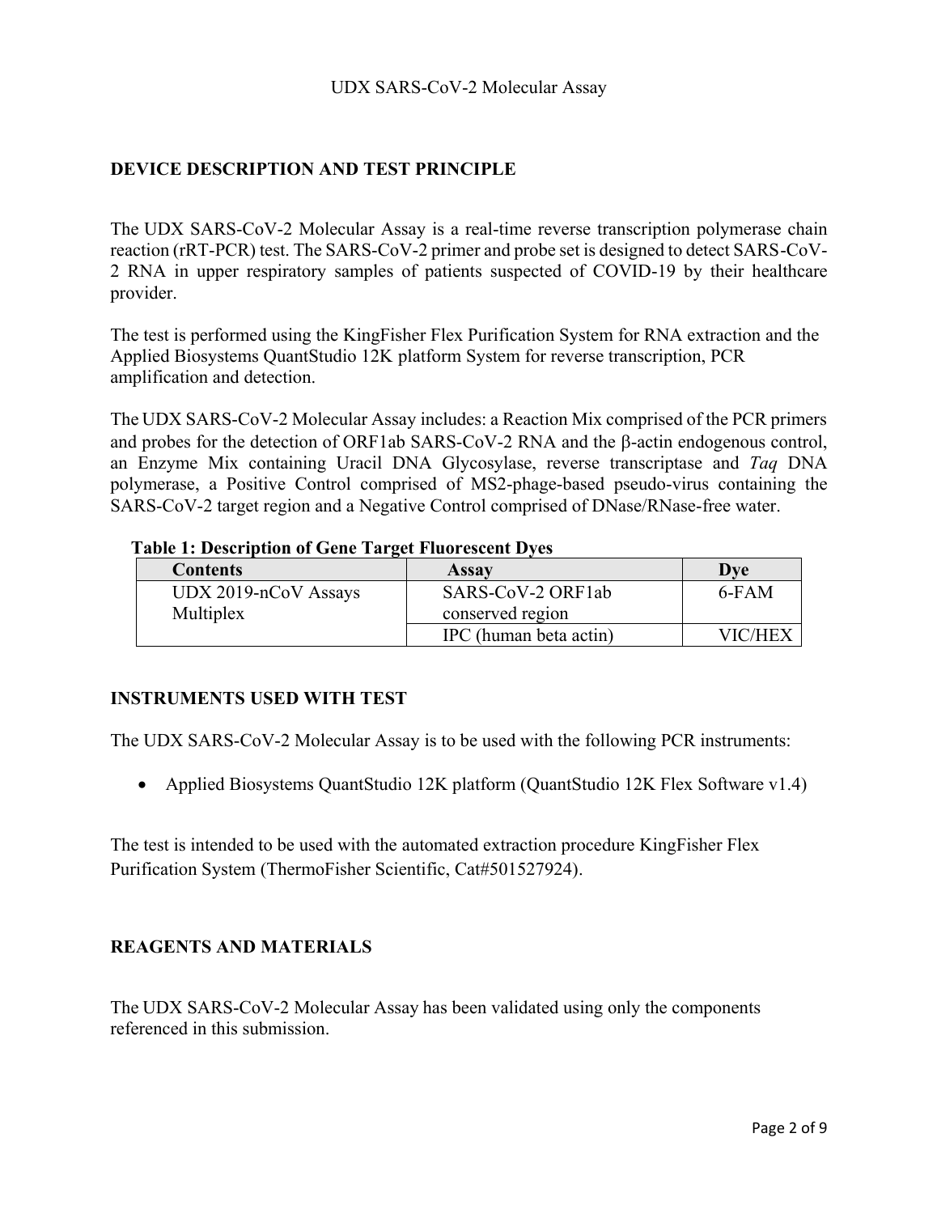## DEVICE DESCRIPTION AND TEST PRINCIPLE

The UDX SARS-CoV-2 Molecular Assay is a real-time reverse transcription polymerase chain reaction (rRT-PCR) test. The SARS-CoV-2 primer and probe set is designed to detect SARS-CoV-2 RNA in upper respiratory samples of patients suspected of COVID-19 by their healthcare provider.

The test is performed using the KingFisher Flex Purification System for RNA extraction and the Applied Biosystems QuantStudio 12K platform System for reverse transcription, PCR amplification and detection.

The UDX SARS-CoV-2 Molecular Assay includes: a Reaction Mix comprised of the PCR primers and probes for the detection of ORF1ab SARS-CoV-2 RNA and the β-actin endogenous control, an Enzyme Mix containing Uracil DNA Glycosylase, reverse transcriptase and *Taq* DNA polymerase, a Positive Control comprised of MS2-phage-based pseudo-virus containing the SARS-CoV-2 target region and a Negative Control comprised of DNase/RNase-free water.

**Table 1: Description of Gene Target Fluorescent Dyes**

| Contents | Assay | Dye |
|---|---|---|
| UDX 2019-nCoV Assays Multiplex | SARS-CoV-2 ORF1ab conserved region | 6-FAM |
| | IPC (human beta actin) | VIC/HEX |

## INSTRUMENTS USED WITH TEST

The UDX SARS-CoV-2 Molecular Assay is to be used with the following PCR instruments:

- Applied Biosystems QuantStudio 12K platform (QuantStudio 12K Flex Software v1.4)

The test is intended to be used with the automated extraction procedure KingFisher Flex Purification System (ThermoFisher Scientific, Cat#501527924).

## REAGENTS AND MATERIALS

The UDX SARS-CoV-2 Molecular Assay has been validated using only the components referenced in this submission.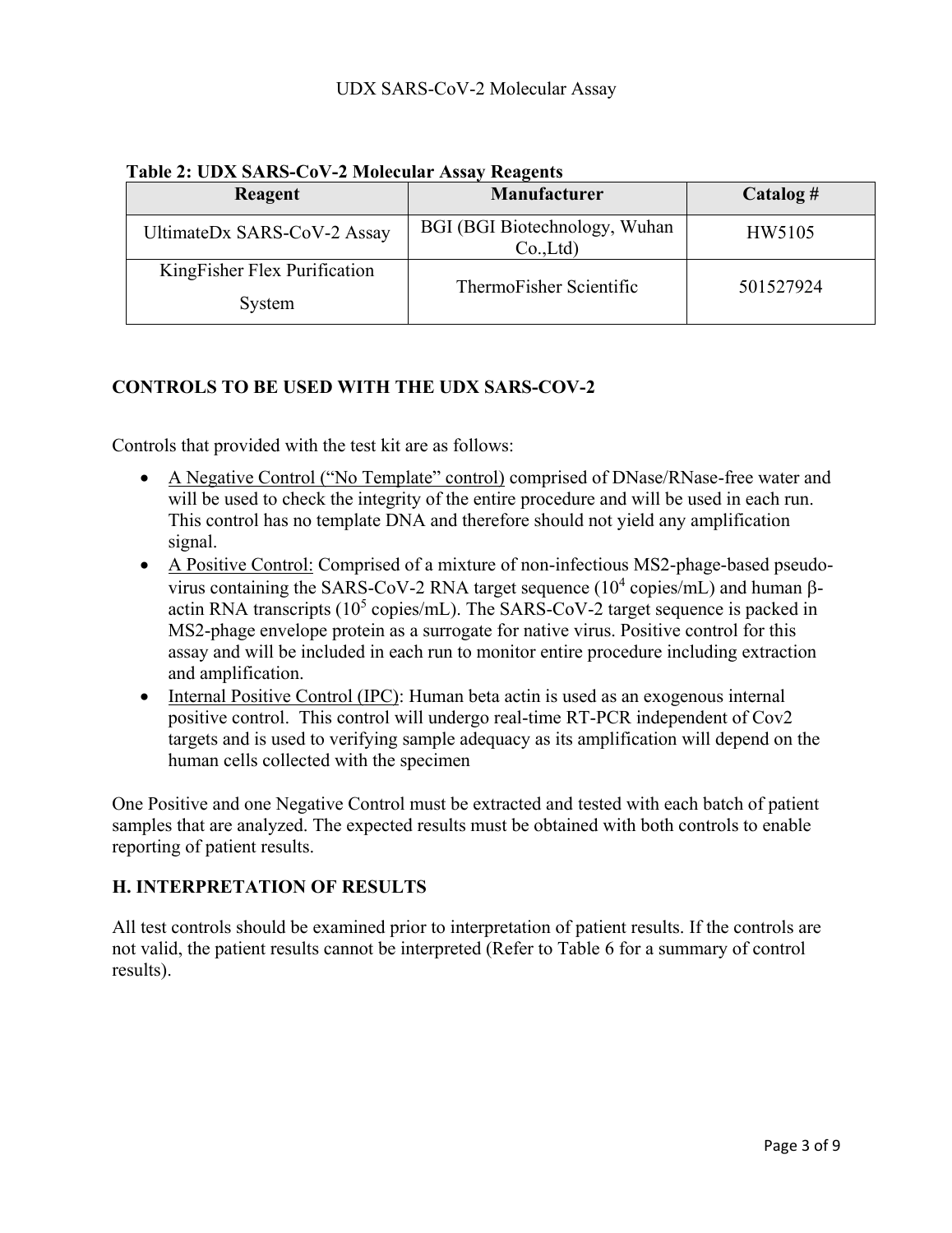**Table 2: UDX SARS-CoV-2 Molecular Assay Reagents**

| Reagent | Manufacturer | Catalog # |
| --- | --- | --- |
| UltimateDx SARS-CoV-2 Assay | BGI (BGI Biotechnology, Wuhan Co.,Ltd) | HW5105 |
| KingFisher Flex Purification System | ThermoFisher Scientific | 501527924 |

## CONTROLS TO BE USED WITH THE UDX SARS-COV-2

Controls that provided with the test kit are as follows:

- A Negative Control ("No Template" control) comprised of DNase/RNase-free water and will be used to check the integrity of the entire procedure and will be used in each run. This control has no template DNA and therefore should not yield any amplification signal.
- A Positive Control: Comprised of a mixture of non-infectious MS2-phage-based pseudo-virus containing the SARS-CoV-2 RNA target sequence ($10^4$ copies/mL) and human β-actin RNA transcripts ($10^5$ copies/mL). The SARS-CoV-2 target sequence is packed in MS2-phage envelope protein as a surrogate for native virus. Positive control for this assay and will be included in each run to monitor entire procedure including extraction and amplification.
- Internal Positive Control (IPC): Human beta actin is used as an exogenous internal positive control. This control will undergo real-time RT-PCR independent of Cov2 targets and is used to verifying sample adequacy as its amplification will depend on the human cells collected with the specimen

One Positive and one Negative Control must be extracted and tested with each batch of patient samples that are analyzed. The expected results must be obtained with both controls to enable reporting of patient results.

## H. INTERPRETATION OF RESULTS

All test controls should be examined prior to interpretation of patient results. If the controls are not valid, the patient results cannot be interpreted (Refer to Table 6 for a summary of control results).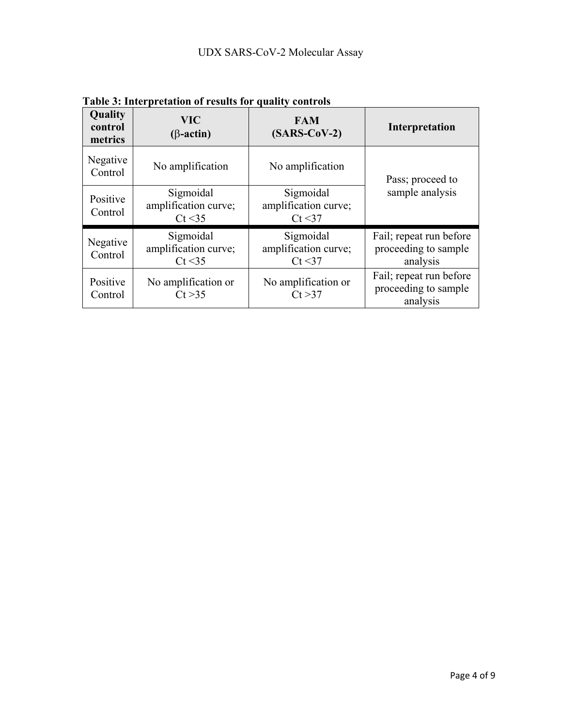**Table 3: Interpretation of results for quality controls**

| Quality control metrics | VIC (β-actin) | FAM (SARS-CoV-2) | Interpretation |
|---|---|---|---|
| Negative Control | No amplification | No amplification | Pass; proceed to sample analysis |
| Positive Control | Sigmoidal amplification curve; Ct <35 | Sigmoidal amplification curve; Ct <37 | |
| Negative Control | Sigmoidal amplification curve; Ct <35 | Sigmoidal amplification curve; Ct <37 | Fail; repeat run before proceeding to sample analysis |
| Positive Control | No amplification or Ct >35 | No amplification or Ct >37 | Fail; repeat run before proceeding to sample analysis |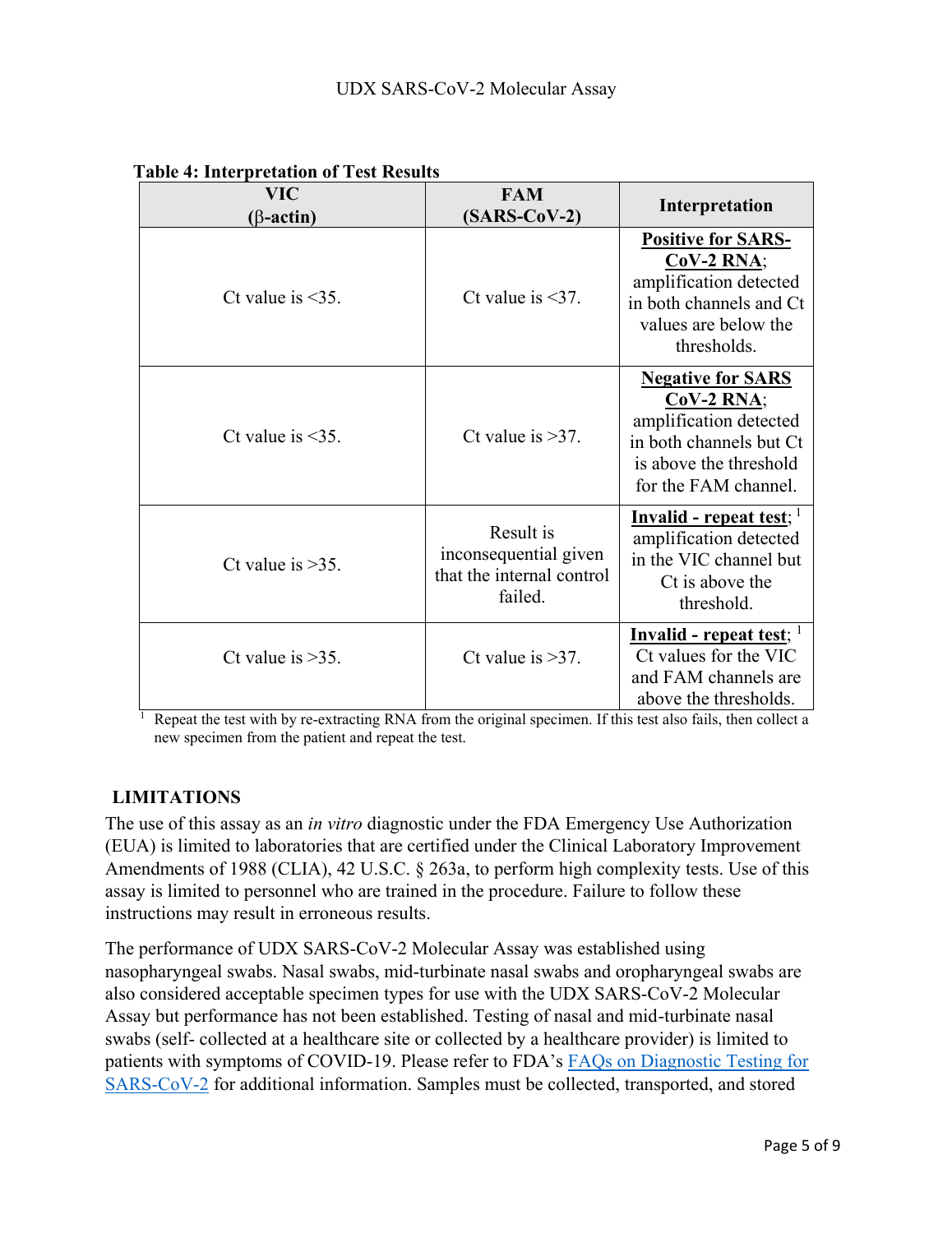**Table 4: Interpretation of Test Results**

| VIC (β-actin) | FAM (SARS-CoV-2) | Interpretation |
| --- | --- | --- |
| Ct value is <35. | Ct value is <37. | **Positive for SARS-CoV-2 RNA**; amplification detected in both channels and Ct values are below the thresholds. |
| Ct value is <35. | Ct value is >37. | **Negative for SARS CoV-2 RNA**; amplification detected in both channels but Ct is above the threshold for the FAM channel. |
| Ct value is >35. | Result is inconsequential given that the internal control failed. | **Invalid - repeat test**; [1] amplification detected in the VIC channel but Ct is above the threshold. |
| Ct value is >35. | Ct value is >37. | **Invalid - repeat test**; [1] Ct values for the VIC and FAM channels are above the thresholds. |

[1] Repeat the test with by re-extracting RNA from the original specimen. If this test also fails, then collect a new specimen from the patient and repeat the test.

## LIMITATIONS

The use of this assay as an *in vitro* diagnostic under the FDA Emergency Use Authorization (EUA) is limited to laboratories that are certified under the Clinical Laboratory Improvement Amendments of 1988 (CLIA), 42 U.S.C. § 263a, to perform high complexity tests. Use of this assay is limited to personnel who are trained in the procedure. Failure to follow these instructions may result in erroneous results.

The performance of UDX SARS-CoV-2 Molecular Assay was established using nasopharyngeal swabs. Nasal swabs, mid-turbinate nasal swabs and oropharyngeal swabs are also considered acceptable specimen types for use with the UDX SARS-CoV-2 Molecular Assay but performance has not been established. Testing of nasal and mid-turbinate nasal swabs (self- collected at a healthcare site or collected by a healthcare provider) is limited to patients with symptoms of COVID-19. Please refer to FDA's FAQs on Diagnostic Testing for SARS-CoV-2 for additional information. Samples must be collected, transported, and stored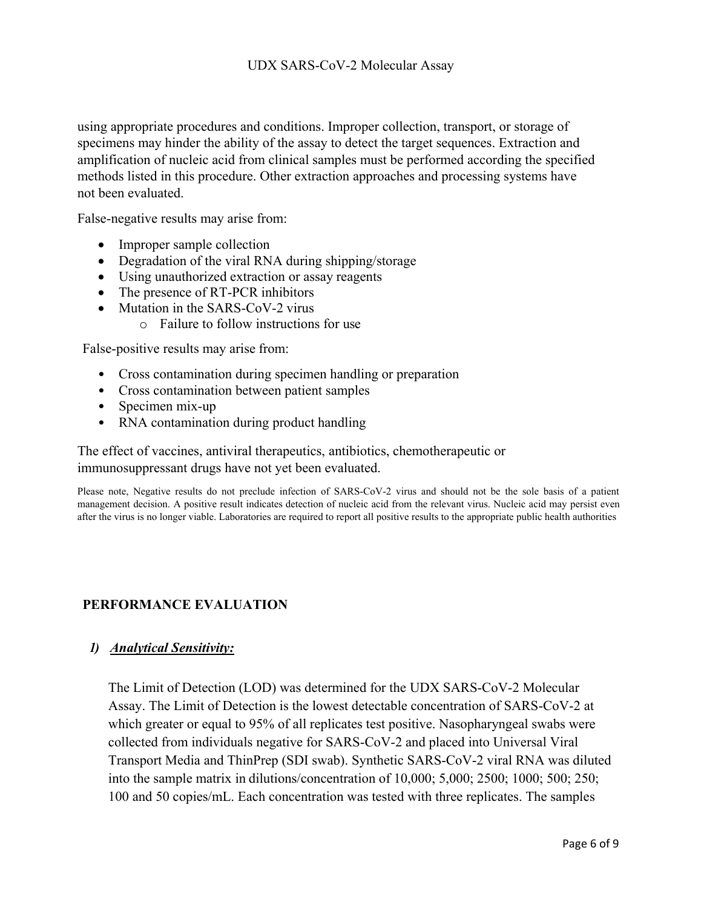using appropriate procedures and conditions. Improper collection, transport, or storage of specimens may hinder the ability of the assay to detect the target sequences. Extraction and amplification of nucleic acid from clinical samples must be performed according the specified methods listed in this procedure. Other extraction approaches and processing systems have not been evaluated.

False-negative results may arise from:

- Improper sample collection
- Degradation of the viral RNA during shipping/storage
- Using unauthorized extraction or assay reagents
- The presence of RT-PCR inhibitors
- Mutation in the SARS-CoV-2 virus
  - Failure to follow instructions for use

False-positive results may arise from:

- Cross contamination during specimen handling or preparation
- Cross contamination between patient samples
- Specimen mix-up
- RNA contamination during product handling

The effect of vaccines, antiviral therapeutics, antibiotics, chemotherapeutic or immunosuppressant drugs have not yet been evaluated.

Please note, Negative results do not preclude infection of SARS-CoV-2 virus and should not be the sole basis of a patient management decision. A positive result indicates detection of nucleic acid from the relevant virus. Nucleic acid may persist even after the virus is no longer viable. Laboratories are required to report all positive results to the appropriate public health authorities

## PERFORMANCE EVALUATION

### 1) *Analytical Sensitivity:*

The Limit of Detection (LOD) was determined for the UDX SARS-CoV-2 Molecular Assay. The Limit of Detection is the lowest detectable concentration of SARS-CoV-2 at which greater or equal to 95% of all replicates test positive. Nasopharyngeal swabs were collected from individuals negative for SARS-CoV-2 and placed into Universal Viral Transport Media and ThinPrep (SDI swab). Synthetic SARS-CoV-2 viral RNA was diluted into the sample matrix in dilutions/concentration of 10,000; 5,000; 2500; 1000; 500; 250; 100 and 50 copies/mL. Each concentration was tested with three replicates. The samples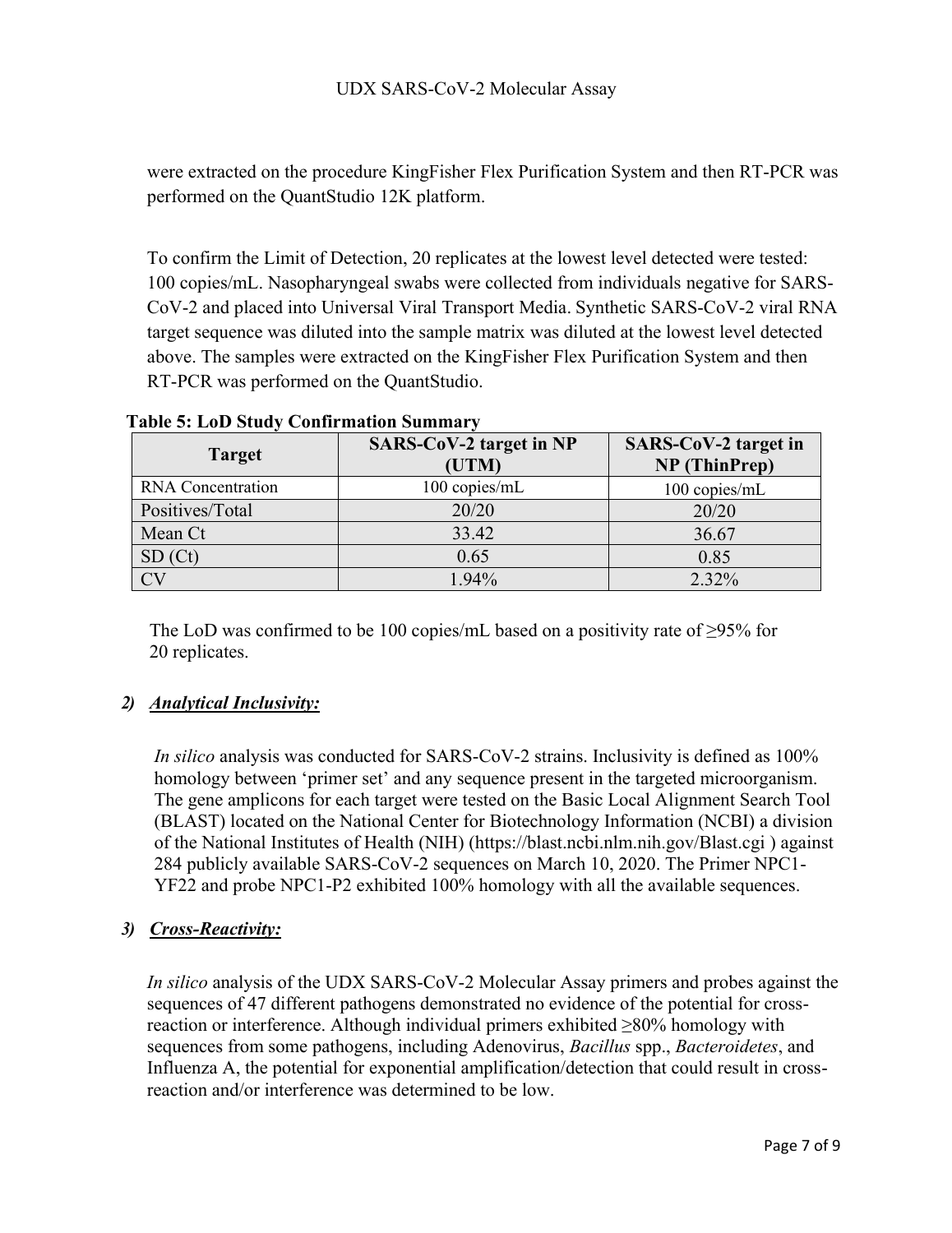were extracted on the procedure KingFisher Flex Purification System and then RT-PCR was performed on the QuantStudio 12K platform.

To confirm the Limit of Detection, 20 replicates at the lowest level detected were tested: 100 copies/mL. Nasopharyngeal swabs were collected from individuals negative for SARS-CoV-2 and placed into Universal Viral Transport Media. Synthetic SARS-CoV-2 viral RNA target sequence was diluted into the sample matrix was diluted at the lowest level detected above. The samples were extracted on the KingFisher Flex Purification System and then RT-PCR was performed on the QuantStudio.

**Table 5: LoD Study Confirmation Summary**

| Target | SARS-CoV-2 target in NP (UTM) | SARS-CoV-2 target in NP (ThinPrep) |
|---|---|---|
| RNA Concentration | 100 copies/mL | 100 copies/mL |
| Positives/Total | 20/20 | 20/20 |
| Mean Ct | 33.42 | 36.67 |
| SD (Ct) | 0.65 | 0.85 |
| CV | 1.94% | 2.32% |

The LoD was confirmed to be 100 copies/mL based on a positivity rate of ≥95% for 20 replicates.

### *2) Analytical Inclusivity:*

*In silico* analysis was conducted for SARS-CoV-2 strains. Inclusivity is defined as 100% homology between 'primer set' and any sequence present in the targeted microorganism. The gene amplicons for each target were tested on the Basic Local Alignment Search Tool (BLAST) located on the National Center for Biotechnology Information (NCBI) a division of the National Institutes of Health (NIH) (https://blast.ncbi.nlm.nih.gov/Blast.cgi ) against 284 publicly available SARS-CoV-2 sequences on March 10, 2020. The Primer NPC1-YF22 and probe NPC1-P2 exhibited 100% homology with all the available sequences.

### *3) Cross-Reactivity:*

*In silico* analysis of the UDX SARS-CoV-2 Molecular Assay primers and probes against the sequences of 47 different pathogens demonstrated no evidence of the potential for cross-reaction or interference. Although individual primers exhibited ≥80% homology with sequences from some pathogens, including Adenovirus, *Bacillus* spp., *Bacteroidetes*, and Influenza A, the potential for exponential amplification/detection that could result in cross-reaction and/or interference was determined to be low.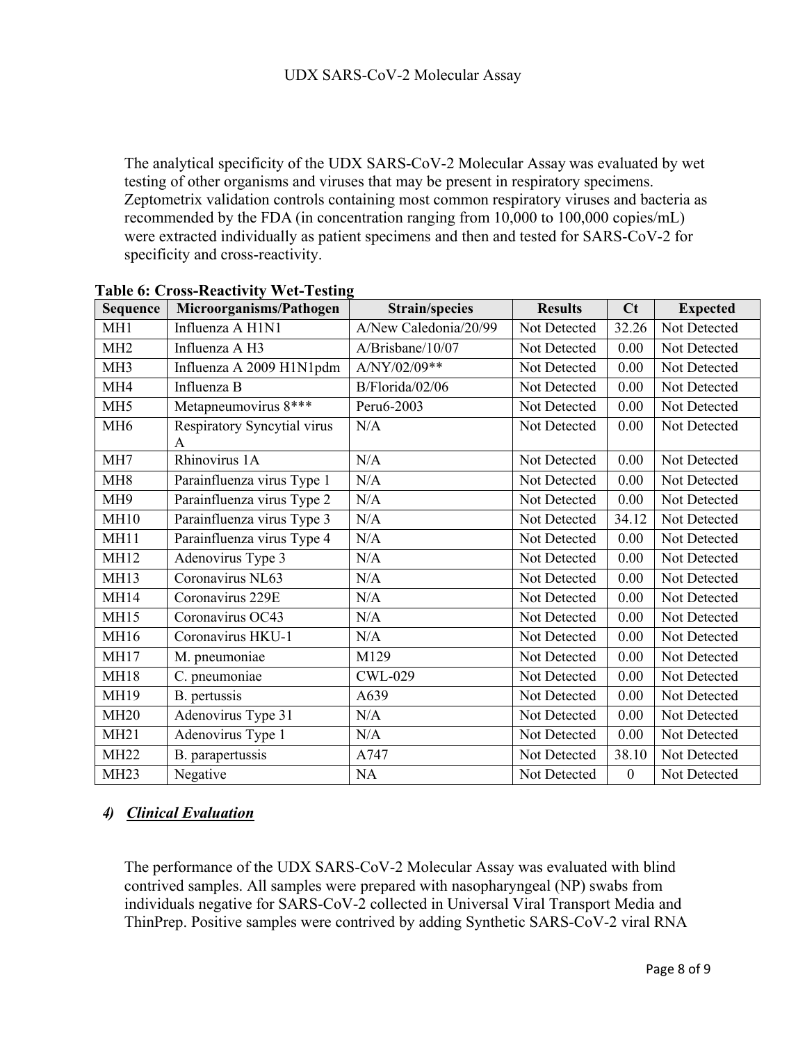The analytical specificity of the UDX SARS-CoV-2 Molecular Assay was evaluated by wet testing of other organisms and viruses that may be present in respiratory specimens. Zeptometrix validation controls containing most common respiratory viruses and bacteria as recommended by the FDA (in concentration ranging from 10,000 to 100,000 copies/mL) were extracted individually as patient specimens and then and tested for SARS-CoV-2 for specificity and cross-reactivity.

**Table 6: Cross-Reactivity Wet-Testing**

| Sequence | Microorganisms/Pathogen | Strain/species | Results | Ct | Expected |
|---|---|---|---|---|---|
| MH1 | Influenza A H1N1 | A/New Caledonia/20/99 | Not Detected | 32.26 | Not Detected |
| MH2 | Influenza A H3 | A/Brisbane/10/07 | Not Detected | 0.00 | Not Detected |
| MH3 | Influenza A 2009 H1N1pdm | A/NY/02/09** | Not Detected | 0.00 | Not Detected |
| MH4 | Influenza B | B/Florida/02/06 | Not Detected | 0.00 | Not Detected |
| MH5 | Metapneumovirus 8*** | Peru6-2003 | Not Detected | 0.00 | Not Detected |
| MH6 | Respiratory Syncytial virus A | N/A | Not Detected | 0.00 | Not Detected |
| MH7 | Rhinovirus 1A | N/A | Not Detected | 0.00 | Not Detected |
| MH8 | Parainfluenza virus Type 1 | N/A | Not Detected | 0.00 | Not Detected |
| MH9 | Parainfluenza virus Type 2 | N/A | Not Detected | 0.00 | Not Detected |
| MH10 | Parainfluenza virus Type 3 | N/A | Not Detected | 34.12 | Not Detected |
| MH11 | Parainfluenza virus Type 4 | N/A | Not Detected | 0.00 | Not Detected |
| MH12 | Adenovirus Type 3 | N/A | Not Detected | 0.00 | Not Detected |
| MH13 | Coronavirus NL63 | N/A | Not Detected | 0.00 | Not Detected |
| MH14 | Coronavirus 229E | N/A | Not Detected | 0.00 | Not Detected |
| MH15 | Coronavirus OC43 | N/A | Not Detected | 0.00 | Not Detected |
| MH16 | Coronavirus HKU-1 | N/A | Not Detected | 0.00 | Not Detected |
| MH17 | M. pneumoniae | M129 | Not Detected | 0.00 | Not Detected |
| MH18 | C. pneumoniae | CWL-029 | Not Detected | 0.00 | Not Detected |
| MH19 | B. pertussis | A639 | Not Detected | 0.00 | Not Detected |
| MH20 | Adenovirus Type 31 | N/A | Not Detected | 0.00 | Not Detected |
| MH21 | Adenovirus Type 1 | N/A | Not Detected | 0.00 | Not Detected |
| MH22 | B. parapertussis | A747 | Not Detected | 38.10 | Not Detected |
| MH23 | Negative | NA | Not Detected | 0 | Not Detected |

### *4) Clinical Evaluation*

The performance of the UDX SARS-CoV-2 Molecular Assay was evaluated with blind contrived samples. All samples were prepared with nasopharyngeal (NP) swabs from individuals negative for SARS-CoV-2 collected in Universal Viral Transport Media and ThinPrep. Positive samples were contrived by adding Synthetic SARS-CoV-2 viral RNA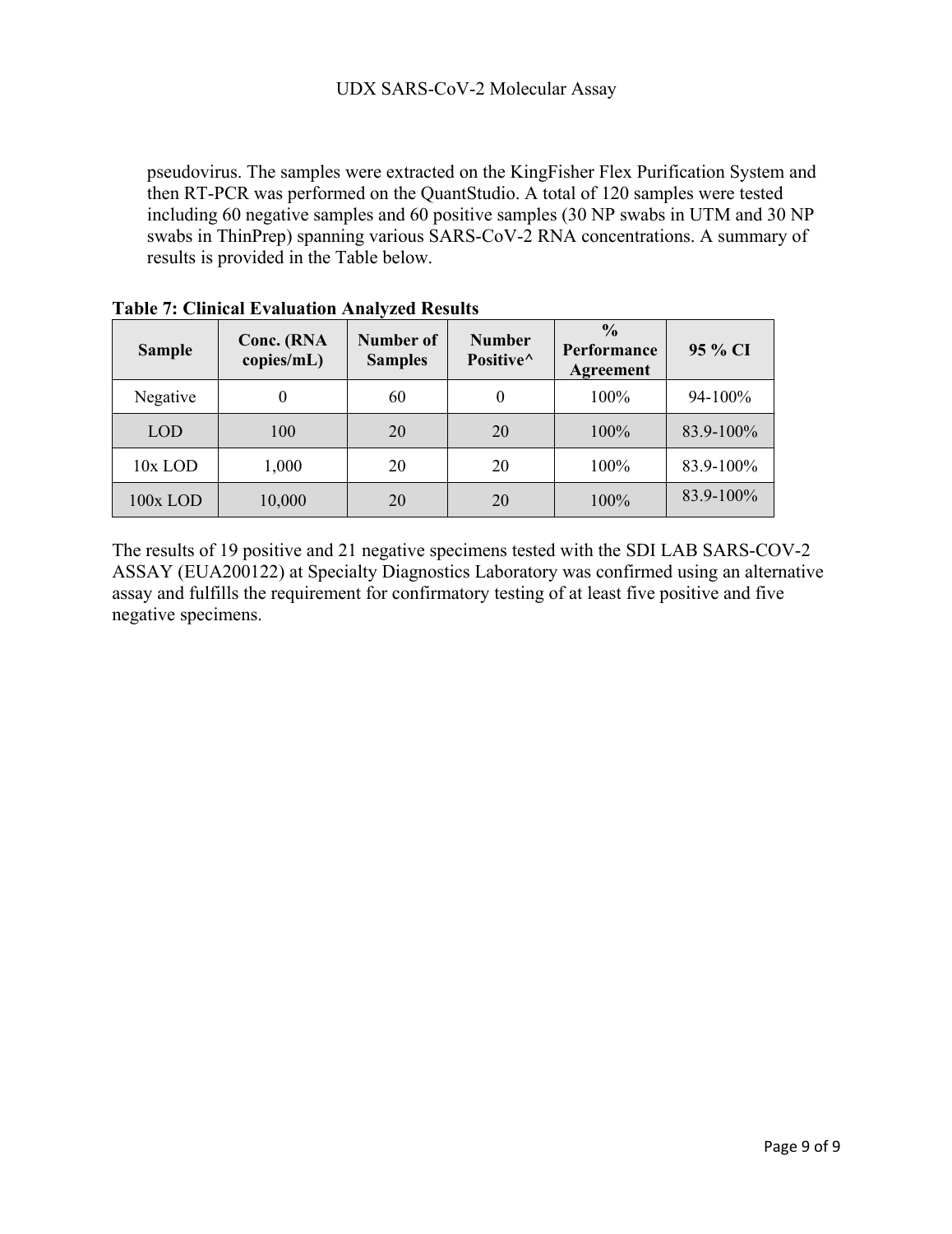pseudovirus. The samples were extracted on the KingFisher Flex Purification System and then RT-PCR was performed on the QuantStudio. A total of 120 samples were tested including 60 negative samples and 60 positive samples (30 NP swabs in UTM and 30 NP swabs in ThinPrep) spanning various SARS-CoV-2 RNA concentrations. A summary of results is provided in the Table below.

**Table 7: Clinical Evaluation Analyzed Results**

| Sample | Conc. (RNA copies/mL) | Number of Samples | Number Positive^ | % Performance Agreement | 95 % CI |
|---|---|---|---|---|---|
| Negative | 0 | 60 | 0 | 100% | 94-100% |
| LOD | 100 | 20 | 20 | 100% | 83.9-100% |
| 10x LOD | 1,000 | 20 | 20 | 100% | 83.9-100% |
| 100x LOD | 10,000 | 20 | 20 | 100% | 83.9-100% |

The results of 19 positive and 21 negative specimens tested with the SDI LAB SARS-COV-2 ASSAY (EUA200122) at Specialty Diagnostics Laboratory was confirmed using an alternative assay and fulfills the requirement for confirmatory testing of at least five positive and five negative specimens.